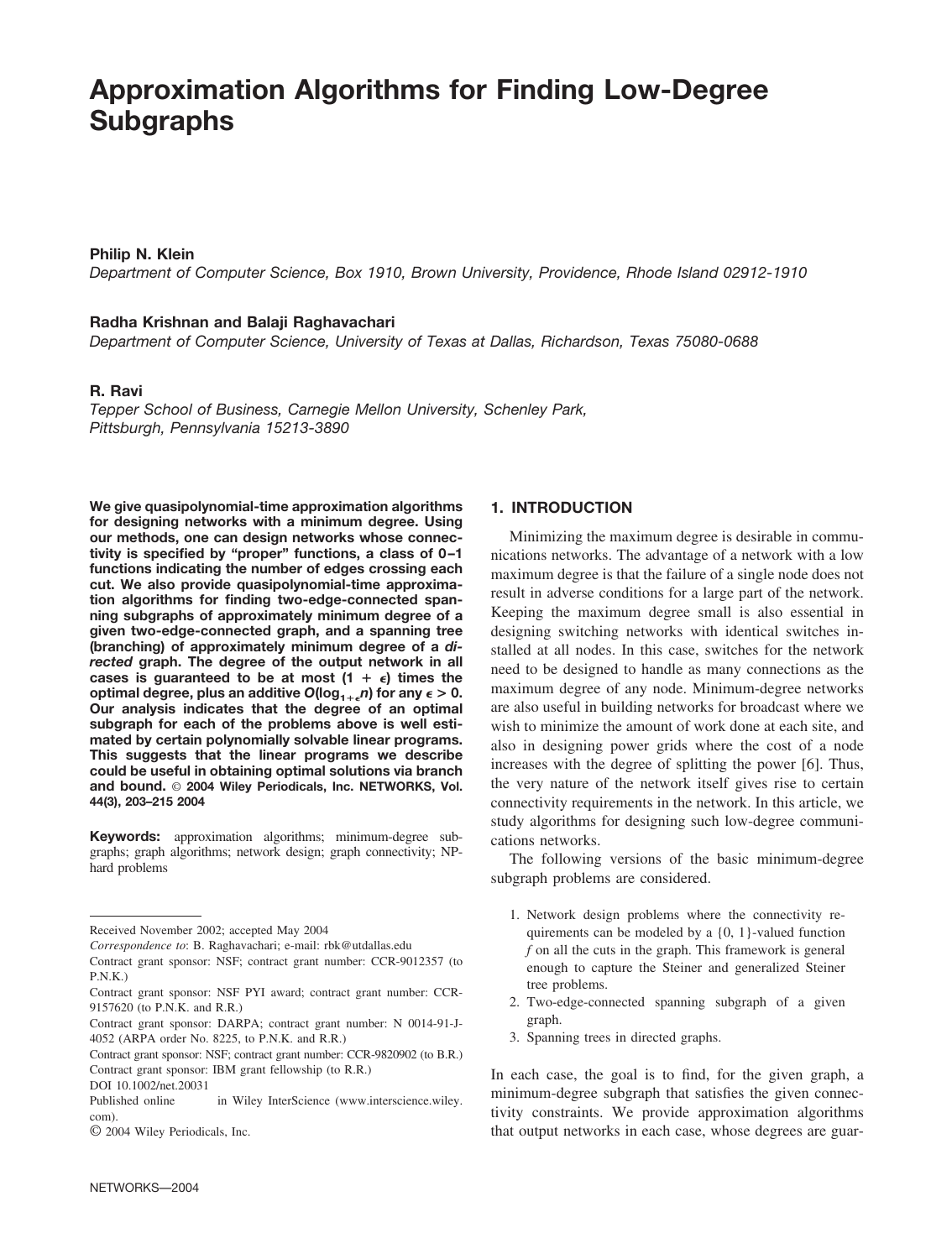# Approximation Algorithms for Finding Low-Degree Subgraphs

**Philip N. Klein**

*Department of Computer Science, Box 1910, Brown University, Providence, Rhode Island 02912-1910*

**Radha Krishnan and Balaji Raghavachari**

*Department of Computer Science, University of Texas at Dallas, Richardson, Texas 75080-0688*

**R. Ravi**

*Tepper School of Business, Carnegie Mellon University, Schenley Park, Pittsburgh, Pennsylvania 15213-3890*

**We give quasipolynomial-time approximation algorithms for designing networks with a minimum degree. Using our methods, one can design networks whose connectivity is specified by "proper" functions, a class of 0–1 functions indicating the number of edges crossing each cut. We also provide quasipolynomial-time approximation algorithms for finding two-edge-connected spanning subgraphs of approximately minimum degree of a given two-edge-connected graph, and a spanning tree (branching) of approximately minimum degree of a *directed* graph. The degree of the output network in all cases is guaranteed to be at most $(1 + \epsilon)$ times the optimal degree, plus an additive $O(\log_{1+\epsilon} n)$ for any $\epsilon > 0$. Our analysis indicates that the degree of an optimal subgraph for each of the problems above is well estimated by certain polynomially solvable linear programs. This suggests that the linear programs we describe could be useful in obtaining optimal solutions via branch and bound.** © **2004 Wiley Periodicals, Inc. NETWORKS, Vol. 44(3), 203–215 2004**

**Keywords:** approximation algorithms; minimum-degree subgraphs; graph algorithms; network design; graph connectivity; NP-hard problems

---

Received November 2002; accepted May 2004

*Correspondence to*: B. Raghavachari; e-mail: rbk@utdallas.edu

Contract grant sponsor: NSF; contract grant number: CCR-9012357 (to P.N.K.)

Contract grant sponsor: NSF PYI award; contract grant number: CCR-9157620 (to P.N.K. and R.R.)

Contract grant sponsor: DARPA; contract grant number: N 0014-91-J-4052 (ARPA order No. 8225, to P.N.K. and R.R.)

Contract grant sponsor: NSF; contract grant number: CCR-9820902 (to B.R.)

Contract grant sponsor: IBM grant fellowship (to R.R.)

DOI 10.1002/net.20031

Published online in Wiley InterScience (www.interscience.wiley.com).

© 2004 Wiley Periodicals, Inc.

## 1. INTRODUCTION

Minimizing the maximum degree is desirable in communications networks. The advantage of a network with a low maximum degree is that the failure of a single node does not result in adverse conditions for a large part of the network. Keeping the maximum degree small is also essential in designing switching networks with identical switches installed at all nodes. In this case, switches for the network need to be designed to handle as many connections as the maximum degree of any node. Minimum-degree networks are also useful in building networks for broadcast where we wish to minimize the amount of work done at each site, and also in designing power grids where the cost of a node increases with the degree of splitting the power [6]. Thus, the very nature of the network itself gives rise to certain connectivity requirements in the network. In this article, we study algorithms for designing such low-degree communications networks.

The following versions of the basic minimum-degree subgraph problems are considered.

1. Network design problems where the connectivity requirements can be modeled by a $\{0, 1\}$-valued function $f$ on all the cuts in the graph. This framework is general enough to capture the Steiner and generalized Steiner tree problems.
2. Two-edge-connected spanning subgraph of a given graph.
3. Spanning trees in directed graphs.

In each case, the goal is to find, for the given graph, a minimum-degree subgraph that satisfies the given connectivity constraints. We provide approximation algorithms that output networks in each case, whose degrees are guar-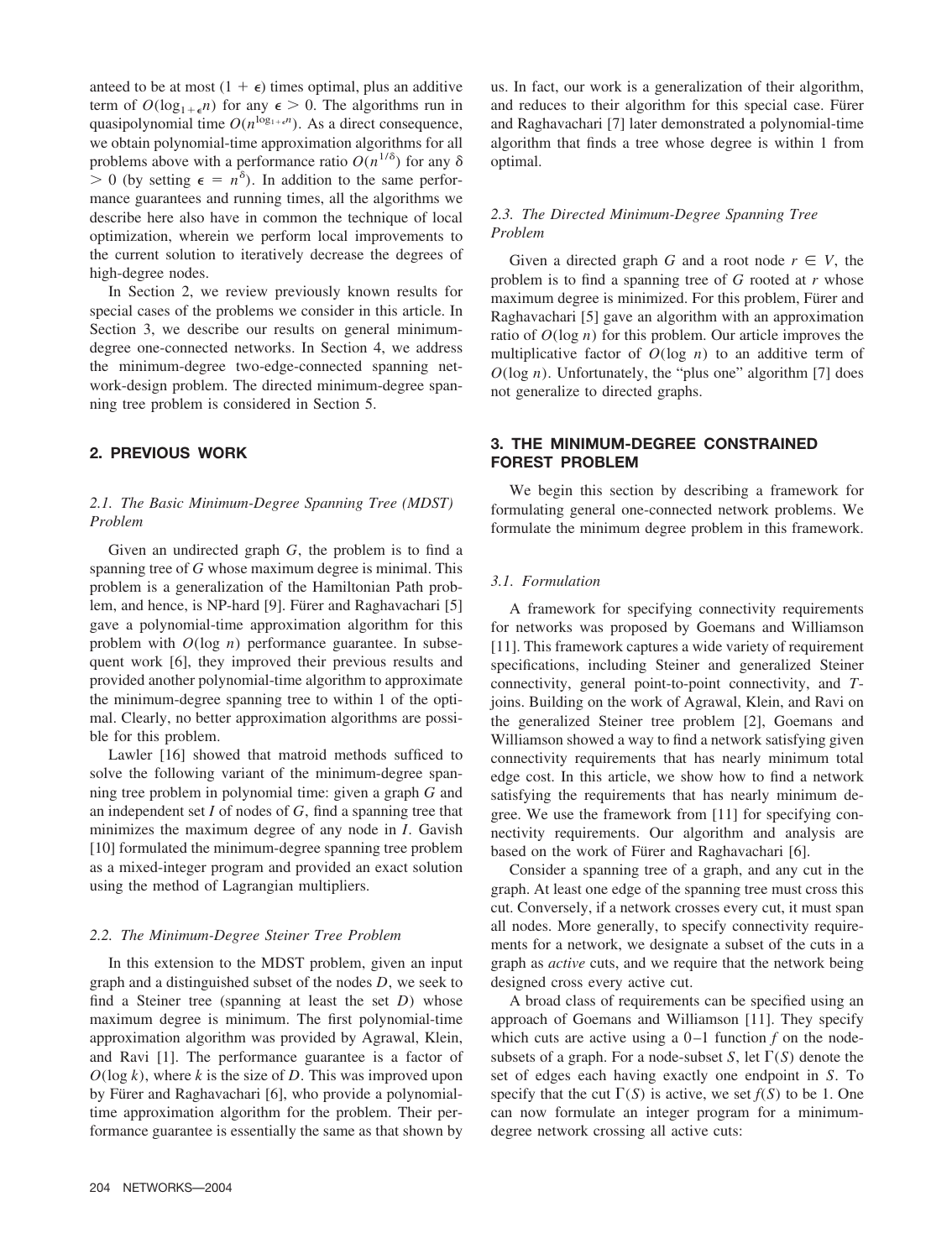anteed to be at most $(1 + \epsilon)$ times optimal, plus an additive term of $O(\log_{1+\epsilon} n)$ for any $\epsilon > 0$. The algorithms run in quasipolynomial time $O(n^{\log_{1+\epsilon} n})$. As a direct consequence, we obtain polynomial-time approximation algorithms for all problems above with a performance ratio $O(n^{1/\delta})$ for any $\delta > 0$ (by setting $\epsilon = n^{\delta}$). In addition to the same performance guarantees and running times, all the algorithms we describe here also have in common the technique of local optimization, wherein we perform local improvements to the current solution to iteratively decrease the degrees of high-degree nodes.

In Section 2, we review previously known results for special cases of the problems we consider in this article. In Section 3, we describe our results on general minimum-degree one-connected networks. In Section 4, we address the minimum-degree two-edge-connected spanning network-design problem. The directed minimum-degree spanning tree problem is considered in Section 5.

## 2. PREVIOUS WORK

### 2.1. The Basic Minimum-Degree Spanning Tree (MDST) Problem

Given an undirected graph $G$, the problem is to find a spanning tree of $G$ whose maximum degree is minimal. This problem is a generalization of the Hamiltonian Path problem, and hence, is NP-hard [9]. Fürer and Raghavachari [5] gave a polynomial-time approximation algorithm for this problem with $O(\log n)$ performance guarantee. In subsequent work [6], they improved their previous results and provided another polynomial-time algorithm to approximate the minimum-degree spanning tree to within 1 of the optimal. Clearly, no better approximation algorithms are possible for this problem.

Lawler [16] showed that matroid methods sufficed to solve the following variant of the minimum-degree spanning tree problem in polynomial time: given a graph $G$ and an independent set $I$ of nodes of $G$, find a spanning tree that minimizes the maximum degree of any node in $I$. Gavish [10] formulated the minimum-degree spanning tree problem as a mixed-integer program and provided an exact solution using the method of Lagrangian multipliers.

### 2.2. The Minimum-Degree Steiner Tree Problem

In this extension to the MDST problem, given an input graph and a distinguished subset of the nodes $D$, we seek to find a Steiner tree (spanning at least the set $D$) whose maximum degree is minimum. The first polynomial-time approximation algorithm was provided by Agrawal, Klein, and Ravi [1]. The performance guarantee is a factor of $O(\log k)$, where $k$ is the size of $D$. This was improved upon by Fürer and Raghavachari [6], who provide a polynomial-time approximation algorithm for the problem. Their performance guarantee is essentially the same as that shown by us. In fact, our work is a generalization of their algorithm, and reduces to their algorithm for this special case. Fürer and Raghavachari [7] later demonstrated a polynomial-time algorithm that finds a tree whose degree is within 1 from optimal.

### 2.3. The Directed Minimum-Degree Spanning Tree Problem

Given a directed graph $G$ and a root node $r \in V$, the problem is to find a spanning tree of $G$ rooted at $r$ whose maximum degree is minimized. For this problem, Fürer and Raghavachari [5] gave an algorithm with an approximation ratio of $O(\log n)$ for this problem. Our article improves the multiplicative factor of $O(\log n)$ to an additive term of $O(\log n)$. Unfortunately, the "plus one" algorithm [7] does not generalize to directed graphs.

## 3. THE MINIMUM-DEGREE CONSTRAINED FOREST PROBLEM

We begin this section by describing a framework for formulating general one-connected network problems. We formulate the minimum degree problem in this framework.

### 3.1. Formulation

A framework for specifying connectivity requirements for networks was proposed by Goemans and Williamson [11]. This framework captures a wide variety of requirement specifications, including Steiner and generalized Steiner connectivity, general point-to-point connectivity, and $T$-joins. Building on the work of Agrawal, Klein, and Ravi on the generalized Steiner tree problem [2], Goemans and Williamson showed a way to find a network satisfying given connectivity requirements that has nearly minimum total edge cost. In this article, we show how to find a network satisfying the requirements that has nearly minimum degree. We use the framework from [11] for specifying connectivity requirements. Our algorithm and analysis are based on the work of Fürer and Raghavachari [6].

Consider a spanning tree of a graph, and any cut in the graph. At least one edge of the spanning tree must cross this cut. Conversely, if a network crosses every cut, it must span all nodes. More generally, to specify connectivity requirements for a network, we designate a subset of the cuts in a graph as *active* cuts, and we require that the network being designed cross every active cut.

A broad class of requirements can be specified using an approach of Goemans and Williamson [11]. They specify which cuts are active using a 0–1 function $f$ on the node-subsets of a graph. For a node-subset $S$, let $\Gamma(S)$ denote the set of edges each having exactly one endpoint in $S$. To specify that the cut $\Gamma(S)$ is active, we set $f(S)$ to be 1. One can now formulate an integer program for a minimum-degree network crossing all active cuts: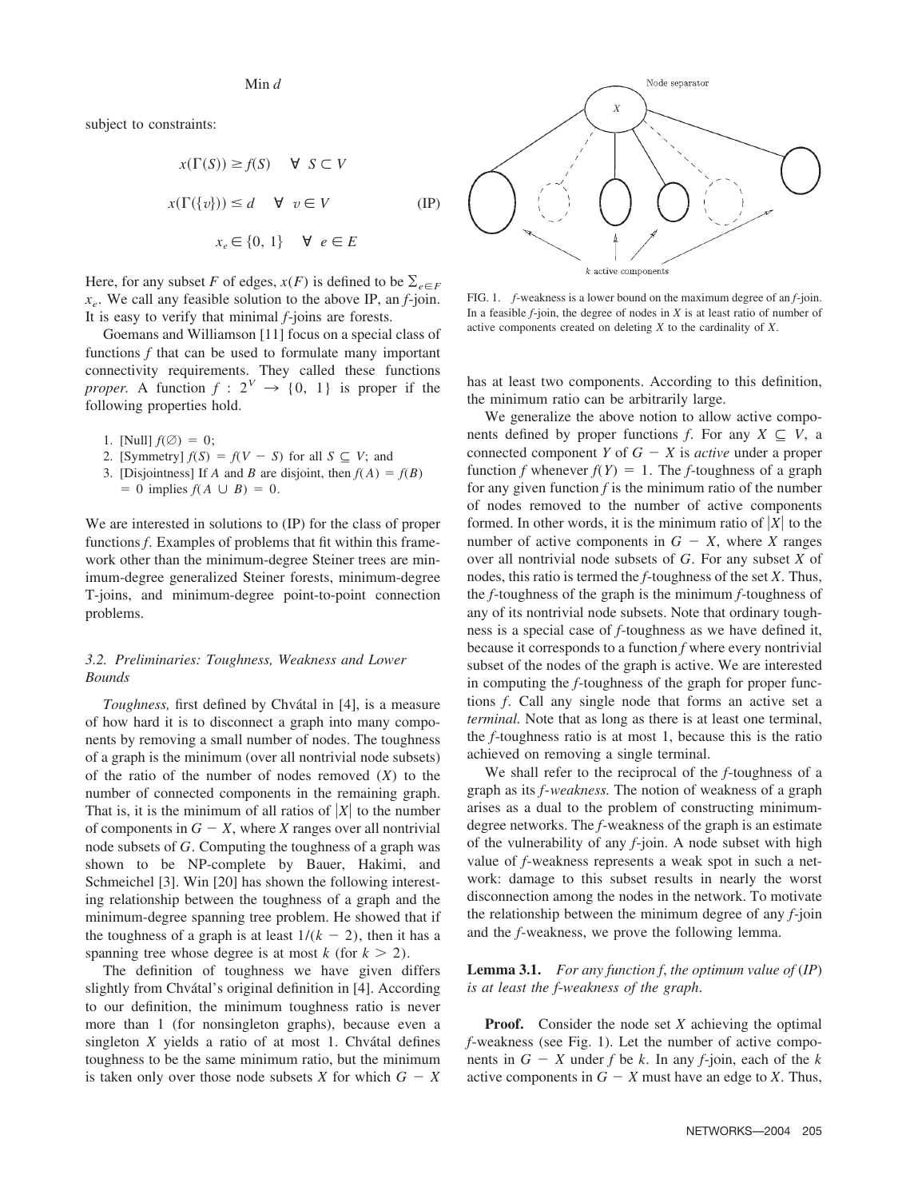$$\text{Min } d$$

subject to constraints:

$$
\begin{aligned}
x(\Gamma(S)) &\geq f(S) \quad \forall \; S \subset V \\
x(\Gamma(\{v\})) &\leq d \quad \forall \; v \in V \qquad \text{(IP)} \\
x_e &\in \{0, 1\} \quad \forall \; e \in E
\end{aligned}
$$

Here, for any subset $F$ of edges, $x(F)$ is defined to be $\sum_{e \in F} x_e$. We call any feasible solution to the above IP, an $f$-join. It is easy to verify that minimal $f$-joins are forests.

Goemans and Williamson [11] focus on a special class of functions $f$ that can be used to formulate many important connectivity requirements. They called these functions *proper.* A function $f : 2^V \rightarrow \{0, 1\}$ is proper if the following properties hold.

1. [Null] $f(\emptyset) = 0$;
2. [Symmetry] $f(S) = f(V - S)$ for all $S \subseteq V$; and
3. [Disjointness] If $A$ and $B$ are disjoint, then $f(A) = f(B) = 0$ implies $f(A \cup B) = 0$.

We are interested in solutions to (IP) for the class of proper functions $f$. Examples of problems that fit within this framework other than the minimum-degree Steiner trees are minimum-degree generalized Steiner forests, minimum-degree T-joins, and minimum-degree point-to-point connection problems.

### 3.2. Preliminaries: Toughness, Weakness and Lower Bounds

*Toughness,* first defined by Chvátal in [4], is a measure of how hard it is to disconnect a graph into many components by removing a small number of nodes. The toughness of a graph is the minimum (over all nontrivial node subsets) of the ratio of the number of nodes removed ($X$) to the number of connected components in the remaining graph. That is, it is the minimum of all ratios of $|X|$ to the number of components in $G - X$, where $X$ ranges over all nontrivial node subsets of $G$. Computing the toughness of a graph was shown to be NP-complete by Bauer, Hakimi, and Schmeichel [3]. Win [20] has shown the following interesting relationship between the toughness of a graph and the minimum-degree spanning tree problem. He showed that if the toughness of a graph is at least $1/(k - 2)$, then it has a spanning tree whose degree is at most $k$ (for $k > 2$).

The definition of toughness we have given differs slightly from Chvátal's original definition in [4]. According to our definition, the minimum toughness ratio is never more than 1 (for nonsingleton graphs), because even a singleton $X$ yields a ratio of at most 1. Chvátal defines toughness to be the same minimum ratio, but the minimum is taken only over those node subsets $X$ for which $G - X$ has at least two components. According to this definition, the minimum ratio can be arbitrarily large.

FIG. 1. $f$-weakness is a lower bound on the maximum degree of an $f$-join. In a feasible $f$-join, the degree of nodes in $X$ is at least ratio of number of active components created on deleting $X$ to the cardinality of $X$.

We generalize the above notion to allow active components defined by proper functions $f$. For any $X \subseteq V$, a connected component $Y$ of $G - X$ is *active* under a proper function $f$ whenever $f(Y) = 1$. The $f$-toughness of a graph for any given function $f$ is the minimum ratio of the number of nodes removed to the number of active components formed. In other words, it is the minimum ratio of $|X|$ to the number of active components in $G - X$, where $X$ ranges over all nontrivial node subsets of $G$. For any subset $X$ of nodes, this ratio is termed the $f$-toughness of the set $X$. Thus, the $f$-toughness of the graph is the minimum $f$-toughness of any of its nontrivial node subsets. Note that ordinary toughness is a special case of $f$-toughness as we have defined it, because it corresponds to a function $f$ where every nontrivial subset of the nodes of the graph is active. We are interested in computing the $f$-toughness of the graph for proper functions $f$. Call any single node that forms an active set a *terminal.* Note that as long as there is at least one terminal, the $f$-toughness ratio is at most 1, because this is the ratio achieved on removing a single terminal.

We shall refer to the reciprocal of the $f$-toughness of a graph as its *$f$-weakness.* The notion of weakness of a graph arises as a dual to the problem of constructing minimum-degree networks. The $f$-weakness of the graph is an estimate of the vulnerability of any $f$-join. A node subset with high value of $f$-weakness represents a weak spot in such a network: damage to this subset results in nearly the worst disconnection among the nodes in the network. To motivate the relationship between the minimum degree of any $f$-join and the $f$-weakness, we prove the following lemma.

**Lemma 3.1.** *For any function $f$, the optimum value of (IP) is at least the $f$-weakness of the graph.*

**Proof.** Consider the node set $X$ achieving the optimal $f$-weakness (see Fig. 1). Let the number of active components in $G - X$ under $f$ be $k$. In any $f$-join, each of the $k$ active components in $G - X$ must have an edge to $X$. Thus,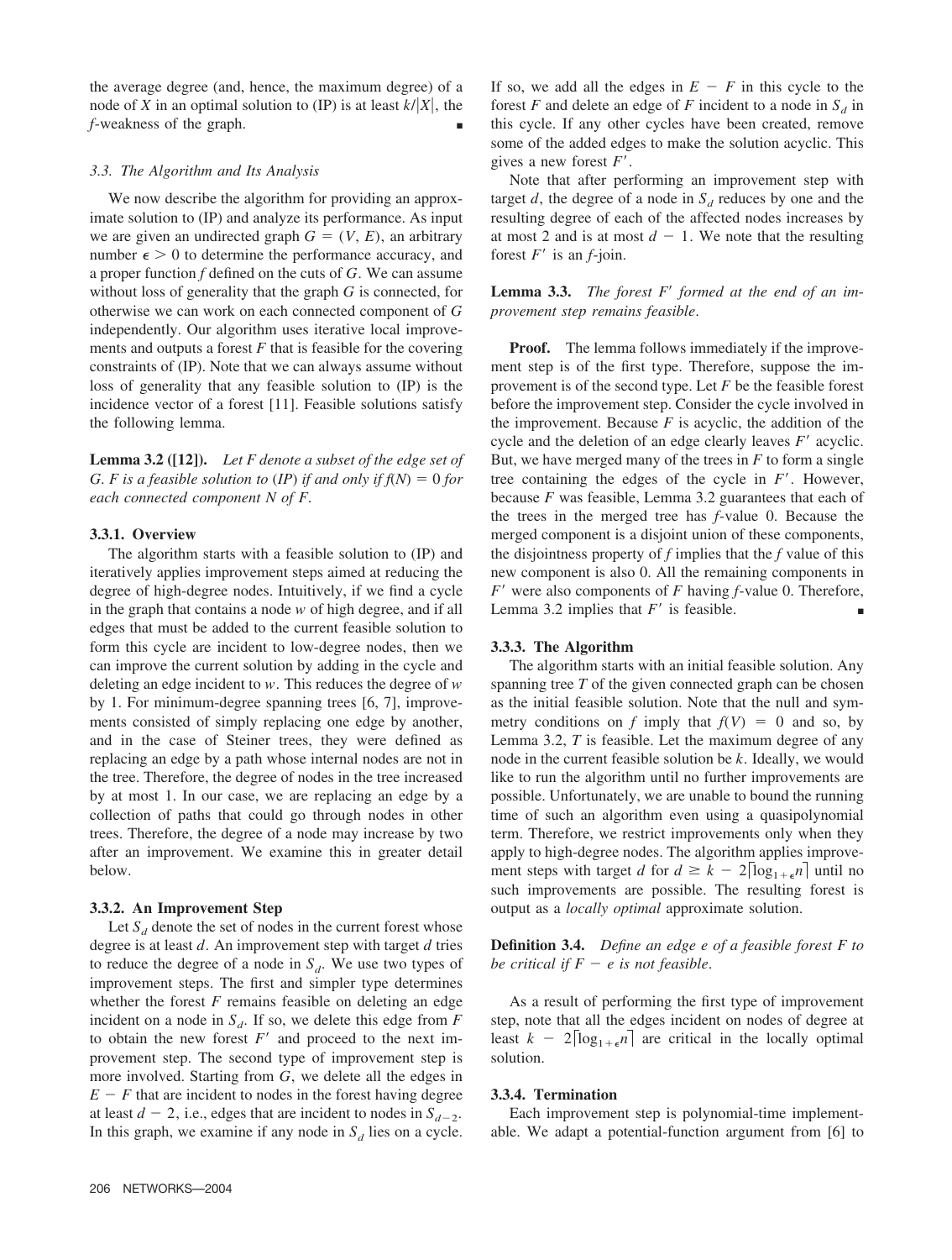the average degree (and, hence, the maximum degree) of a node of $X$ in an optimal solution to (IP) is at least $k/|X|$, the $f$-weakness of the graph. ∎

### 3.3. The Algorithm and Its Analysis

We now describe the algorithm for providing an approximate solution to (IP) and analyze its performance. As input we are given an undirected graph $G = (V, E)$, an arbitrary number $\epsilon > 0$ to determine the performance accuracy, and a proper function $f$ defined on the cuts of $G$. We can assume without loss of generality that the graph $G$ is connected, for otherwise we can work on each connected component of $G$ independently. Our algorithm uses iterative local improvements and outputs a forest $F$ that is feasible for the covering constraints of (IP). Note that we can always assume without loss of generality that any feasible solution to (IP) is the incidence vector of a forest [11]. Feasible solutions satisfy the following lemma.

**Lemma 3.2 ([12]).** *Let $F$ denote a subset of the edge set of $G$. $F$ is a feasible solution to (IP) if and only if $f(N) = 0$ for each connected component $N$ of $F$.*

#### 3.3.1. Overview

The algorithm starts with a feasible solution to (IP) and iteratively applies improvement steps aimed at reducing the degree of high-degree nodes. Intuitively, if we find a cycle in the graph that contains a node $w$ of high degree, and if all edges that must be added to the current feasible solution to form this cycle are incident to low-degree nodes, then we can improve the current solution by adding in the cycle and deleting an edge incident to $w$. This reduces the degree of $w$ by 1. For minimum-degree spanning trees [6, 7], improvements consisted of simply replacing one edge by another, and in the case of Steiner trees, they were defined as replacing an edge by a path whose internal nodes are not in the tree. Therefore, the degree of nodes in the tree increased by at most 1. In our case, we are replacing an edge by a collection of paths that could go through nodes in other trees. Therefore, the degree of a node may increase by two after an improvement. We examine this in greater detail below.

#### 3.3.2. An Improvement Step

Let $S_d$ denote the set of nodes in the current forest whose degree is at least $d$. An improvement step with target $d$ tries to reduce the degree of a node in $S_d$. We use two types of improvement steps. The first and simpler type determines whether the forest $F$ remains feasible on deleting an edge incident on a node in $S_d$. If so, we delete this edge from $F$ to obtain the new forest $F'$ and proceed to the next improvement step. The second type of improvement step is more involved. Starting from $G$, we delete all the edges in $E - F$ that are incident to nodes in the forest having degree at least $d - 2$, i.e., edges that are incident to nodes in $S_{d-2}$. In this graph, we examine if any node in $S_d$ lies on a cycle. If so, we add all the edges in $E - F$ in this cycle to the forest $F$ and delete an edge of $F$ incident to a node in $S_d$ in this cycle. If any other cycles have been created, remove some of the added edges to make the solution acyclic. This gives a new forest $F'$.

Note that after performing an improvement step with target $d$, the degree of a node in $S_d$ reduces by one and the resulting degree of each of the affected nodes increases by at most 2 and is at most $d - 1$. We note that the resulting forest $F'$ is an $f$-join.

**Lemma 3.3.** *The forest $F'$ formed at the end of an improvement step remains feasible.*

**Proof.** The lemma follows immediately if the improvement step is of the first type. Therefore, suppose the improvement is of the second type. Let $F$ be the feasible forest before the improvement step. Consider the cycle involved in the improvement. Because $F$ is acyclic, the addition of the cycle and the deletion of an edge clearly leaves $F'$ acyclic. But, we have merged many of the trees in $F$ to form a single tree containing the edges of the cycle in $F'$. However, because $F$ was feasible, Lemma 3.2 guarantees that each of the trees in the merged tree has $f$-value 0. Because the merged component is a disjoint union of these components, the disjointness property of $f$ implies that the $f$ value of this new component is also 0. All the remaining components in $F'$ were also components of $F$ having $f$-value 0. Therefore, Lemma 3.2 implies that $F'$ is feasible. ∎

#### 3.3.3. The Algorithm

The algorithm starts with an initial feasible solution. Any spanning tree $T$ of the given connected graph can be chosen as the initial feasible solution. Note that the null and symmetry conditions on $f$ imply that $f(V) = 0$ and so, by Lemma 3.2, $T$ is feasible. Let the maximum degree of any node in the current feasible solution be $k$. Ideally, we would like to run the algorithm until no further improvements are possible. Unfortunately, we are unable to bound the running time of such an algorithm even using a quasipolynomial term. Therefore, we restrict improvements only when they apply to high-degree nodes. The algorithm applies improvement steps with target $d$ for $d \geq k - 2\lceil \log_{1+\epsilon} n \rceil$ until no such improvements are possible. The resulting forest is output as a *locally optimal* approximate solution.

**Definition 3.4.** *Define an edge $e$ of a feasible forest $F$ to be critical if $F - e$ is not feasible.*

As a result of performing the first type of improvement step, note that all the edges incident on nodes of degree at least $k - 2\lceil \log_{1+\epsilon} n \rceil$ are critical in the locally optimal solution.

#### 3.3.4. Termination

Each improvement step is polynomial-time implementable. We adapt a potential-function argument from [6] to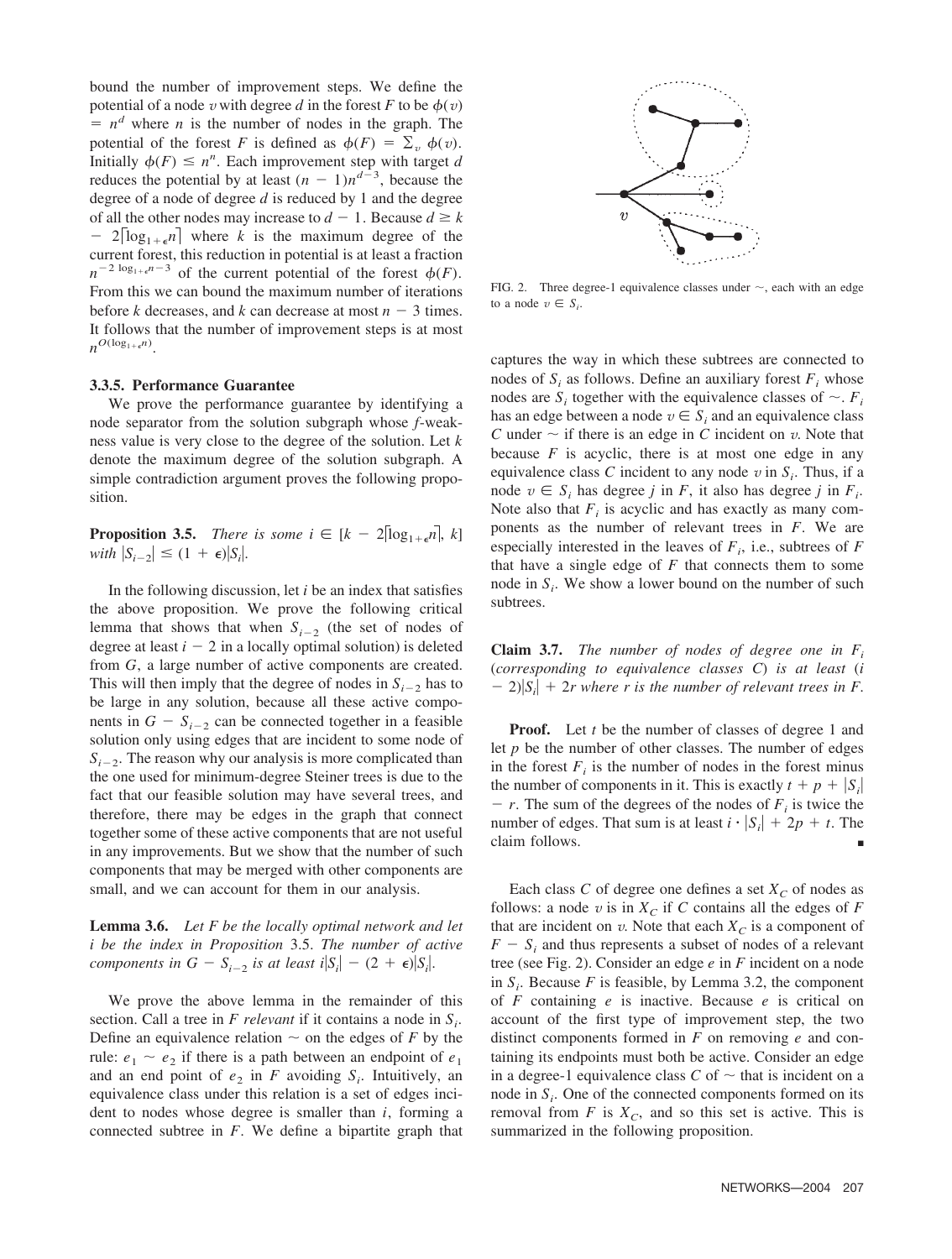bound the number of improvement steps. We define the potential of a node $v$ with degree $d$ in the forest $F$ to be $\phi(v) = n^d$ where $n$ is the number of nodes in the graph. The potential of the forest $F$ is defined as $\phi(F) = \sum_v \phi(v)$. Initially $\phi(F) \le n^n$. Each improvement step with target $d$ reduces the potential by at least $(n-1)n^{d-3}$, because the degree of a node of degree $d$ is reduced by 1 and the degree of all the other nodes may increase to $d-1$. Because $d \ge k - 2\lceil \log_{1+\epsilon} n \rceil$ where $k$ is the maximum degree of the current forest, this reduction in potential is at least a fraction $n^{-2\log_{1+\epsilon} n-3}$ of the current potential of the forest $\phi(F)$. From this we can bound the maximum number of iterations before $k$ decreases, and $k$ can decrease at most $n-3$ times. It follows that the number of improvement steps is at most $n^{O(\log_{1+\epsilon} n)}$.

### 3.3.5. Performance Guarantee

We prove the performance guarantee by identifying a node separator from the solution subgraph whose $f$-weakness value is very close to the degree of the solution. Let $k$ denote the maximum degree of the solution subgraph. A simple contradiction argument proves the following proposition.

**Proposition 3.5.** *There is some $i \in [k - 2\lceil \log_{1+\epsilon} n \rceil, k]$ with $|S_{i-2}| \le (1+\epsilon)|S_i|$.*

In the following discussion, let $i$ be an index that satisfies the above proposition. We prove the following critical lemma that shows that when $S_{i-2}$ (the set of nodes of degree at least $i-2$ in a locally optimal solution) is deleted from $G$, a large number of active components are created. This will then imply that the degree of nodes in $S_{i-2}$ has to be large in any solution, because all these active components in $G - S_{i-2}$ can be connected together in a feasible solution only using edges that are incident to some node of $S_{i-2}$. The reason why our analysis is more complicated than the one used for minimum-degree Steiner trees is due to the fact that our feasible solution may have several trees, and therefore, there may be edges in the graph that connect together some of these active components that are not useful in any improvements. But we show that the number of such components that may be merged with other components are small, and we can account for them in our analysis.

**Lemma 3.6.** *Let $F$ be the locally optimal network and let $i$ be the index in Proposition 3.5. The number of active components in $G - S_{i-2}$ is at least $i|S_i| - (2+\epsilon)|S_i|$.*

We prove the above lemma in the remainder of this section. Call a tree in $F$ *relevant* if it contains a node in $S_i$. Define an equivalence relation $\sim$ on the edges of $F$ by the rule: $e_1 \sim e_2$ if there is a path between an endpoint of $e_1$ and an end point of $e_2$ in $F$ avoiding $S_i$. Intuitively, an equivalence class under this relation is a set of edges incident to nodes whose degree is smaller than $i$, forming a connected subtree in $F$. We define a bipartite graph that captures the way in which these subtrees are connected to nodes of $S_i$ as follows. Define an auxiliary forest $F_i$ whose nodes are $S_i$ together with the equivalence classes of $\sim$. $F_i$ has an edge between a node $v \in S_i$ and an equivalence class $C$ under $\sim$ if there is an edge in $C$ incident on $v$. Note that because $F$ is acyclic, there is at most one edge in any equivalence class $C$ incident to any node $v$ in $S_i$. Thus, if a node $v \in S_i$ has degree $j$ in $F$, it also has degree $j$ in $F_i$. Note also that $F_i$ is acyclic and has exactly as many components as the number of relevant trees in $F$. We are especially interested in the leaves of $F_i$, i.e., subtrees of $F$ that have a single edge of $F$ that connects them to some node in $S_i$. We show a lower bound on the number of such subtrees.

FIG. 2. Three degree-1 equivalence classes under $\sim$, each with an edge to a node $v \in S_i$.

**Claim 3.7.** *The number of nodes of degree one in $F_i$ (corresponding to equivalence classes $C$) is at least $(i-2)|S_i| + 2r$ where $r$ is the number of relevant trees in $F$.*

**Proof.** Let $t$ be the number of classes of degree 1 and let $p$ be the number of other classes. The number of edges in the forest $F_i$ is the number of nodes in the forest minus the number of components in it. This is exactly $t + p + |S_i| - r$. The sum of the degrees of the nodes of $F_i$ is twice the number of edges. That sum is at least $i \cdot |S_i| + 2p + t$. The claim follows. ∎

Each class $C$ of degree one defines a set $X_C$ of nodes as follows: a node $v$ is in $X_C$ if $C$ contains all the edges of $F$ that are incident on $v$. Note that each $X_C$ is a component of $F - S_i$ and thus represents a subset of nodes of a relevant tree (see Fig. 2). Consider an edge $e$ in $F$ incident on a node in $S_i$. Because $F$ is feasible, by Lemma 3.2, the component of $F$ containing $e$ is inactive. Because $e$ is critical on account of the first type of improvement step, the two distinct components formed in $F$ on removing $e$ and containing its endpoints must both be active. Consider an edge in a degree-1 equivalence class $C$ of $\sim$ that is incident on a node in $S_i$. One of the connected components formed on its removal from $F$ is $X_C$, and so this set is active. This is summarized in the following proposition.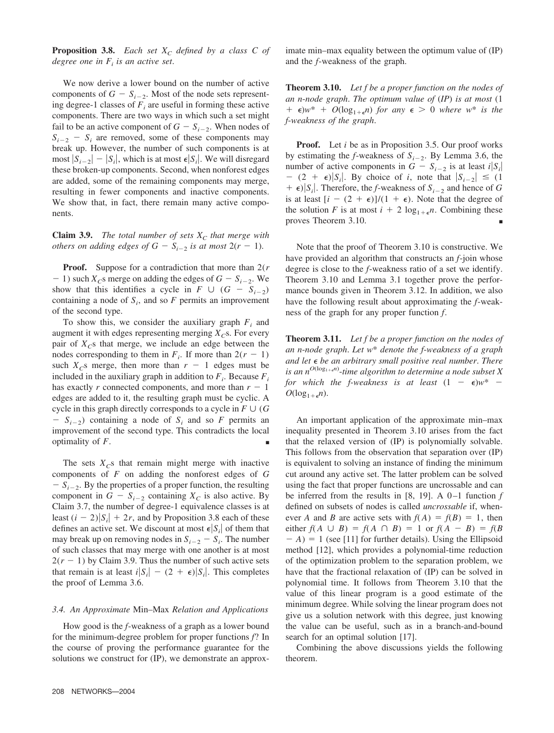**Proposition 3.8.** *Each set $X_C$ defined by a class $C$ of degree one in $F_i$ is an active set.*

We now derive a lower bound on the number of active components of $G - S_{i-2}$. Most of the node sets representing degree-1 classes of $F_i$ are useful in forming these active components. There are two ways in which such a set might fail to be an active component of $G - S_{i-2}$. When nodes of $S_{i-2} - S_i$ are removed, some of these components may break up. However, the number of such components is at most $|S_{i-2}| - |S_i|$, which is at most $\epsilon|S_i|$. We will disregard these broken-up components. Second, when nonforest edges are added, some of the remaining components may merge, resulting in fewer components and inactive components. We show that, in fact, there remain many active components.

**Claim 3.9.** *The total number of sets $X_C$ that merge with others on adding edges of $G - S_{i-2}$ is at most $2(r - 1)$.*

**Proof.** Suppose for a contradiction that more than $2(r - 1)$ such $X_C$s merge on adding the edges of $G - S_{i-2}$. We show that this identifies a cycle in $F \cup (G - S_{i-2})$ containing a node of $S_i$, and so $F$ permits an improvement of the second type.

To show this, we consider the auxiliary graph $F_i$ and augment it with edges representing merging $X_C$s. For every pair of $X_C$s that merge, we include an edge between the nodes corresponding to them in $F_i$. If more than $2(r - 1)$ such $X_C$s merge, then more than $r - 1$ edges must be included in the auxiliary graph in addition to $F_i$. Because $F_i$ has exactly $r$ connected components, and more than $r - 1$ edges are added to it, the resulting graph must be cyclic. A cycle in this graph directly corresponds to a cycle in $F \cup (G - S_{i-2})$ containing a node of $S_i$ and so $F$ permits an improvement of the second type. This contradicts the local optimality of $F$. ∎

The sets $X_C$s that remain might merge with inactive components of $F$ on adding the nonforest edges of $G - S_{i-2}$. By the properties of a proper function, the resulting component in $G - S_{i-2}$ containing $X_C$ is also active. By Claim 3.7, the number of degree-1 equivalence classes is at least $(i - 2)|S_i| + 2r$, and by Proposition 3.8 each of these defines an active set. We discount at most $\epsilon|S_i|$ of them that may break up on removing nodes in $S_{i-2} - S_i$. The number of such classes that may merge with one another is at most $2(r - 1)$ by Claim 3.9. Thus the number of such active sets that remain is at least $i|S_i| - (2 + \epsilon)|S_i|$. This completes the proof of Lemma 3.6.

### 3.4. An Approximate *Min–Max* Relation and Applications

How good is the $f$-weakness of a graph as a lower bound for the minimum-degree problem for proper functions $f$? In the course of proving the performance guarantee for the solutions we construct for (IP), we demonstrate an approximate min–max equality between the optimum value of (IP) and the $f$-weakness of the graph.

**Theorem 3.10.** *Let $f$ be a proper function on the nodes of an $n$-node graph. The optimum value of (IP) is at most $(1 + \epsilon)w^* + O(\log_{1+\epsilon}n)$ for any $\epsilon > 0$ where $w^*$ is the $f$-weakness of the graph.*

**Proof.** Let $i$ be as in Proposition 3.5. Our proof works by estimating the $f$-weakness of $S_{i-2}$. By Lemma 3.6, the number of active components in $G - S_{i-2}$ is at least $i|S_i| - (2 + \epsilon)|S_i|$. By choice of $i$, note that $|S_{i-2}| \leq (1 + \epsilon)|S_i|$. Therefore, the $f$-weakness of $S_{i-2}$ and hence of $G$ is at least $[i - (2 + \epsilon)]/(1 + \epsilon)$. Note that the degree of the solution $F$ is at most $i + 2\log_{1+\epsilon}n$. Combining these proves Theorem 3.10. ∎

Note that the proof of Theorem 3.10 is constructive. We have provided an algorithm that constructs an $f$-join whose degree is close to the $f$-weakness ratio of a set we identify. Theorem 3.10 and Lemma 3.1 together prove the performance bounds given in Theorem 3.12. In addition, we also have the following result about approximating the $f$-weakness of the graph for any proper function $f$.

**Theorem 3.11.** *Let $f$ be a proper function on the nodes of an $n$-node graph. Let $w^*$ denote the $f$-weakness of a graph and let $\epsilon$ be an arbitrary small positive real number. There is an $n^{O(\log_{1+\epsilon}n)}$-time algorithm to determine a node subset $X$ for which the $f$-weakness is at least $(1 - \epsilon)w^* - O(\log_{1+\epsilon}n)$.*

An important application of the approximate min–max inequality presented in Theorem 3.10 arises from the fact that the relaxed version of (IP) is polynomially solvable. This follows from the observation that separation over (IP) is equivalent to solving an instance of finding the minimum cut around any active set. The latter problem can be solved using the fact that proper functions are uncrossable and can be inferred from the results in [8, 19]. A 0–1 function $f$ defined on subsets of nodes is called *uncrossable* if, whenever $A$ and $B$ are active sets with $f(A) = f(B) = 1$, then either $f(A \cup B) = f(A \cap B) = 1$ or $f(A - B) = f(B - A) = 1$ (see [11] for further details). Using the Ellipsoid method [12], which provides a polynomial-time reduction of the optimization problem to the separation problem, we have that the fractional relaxation of (IP) can be solved in polynomial time. It follows from Theorem 3.10 that the value of this linear program is a good estimate of the minimum degree. While solving the linear program does not give us a solution network with this degree, just knowing the value can be useful, such as in a branch-and-bound search for an optimal solution [17].

Combining the above discussions yields the following theorem.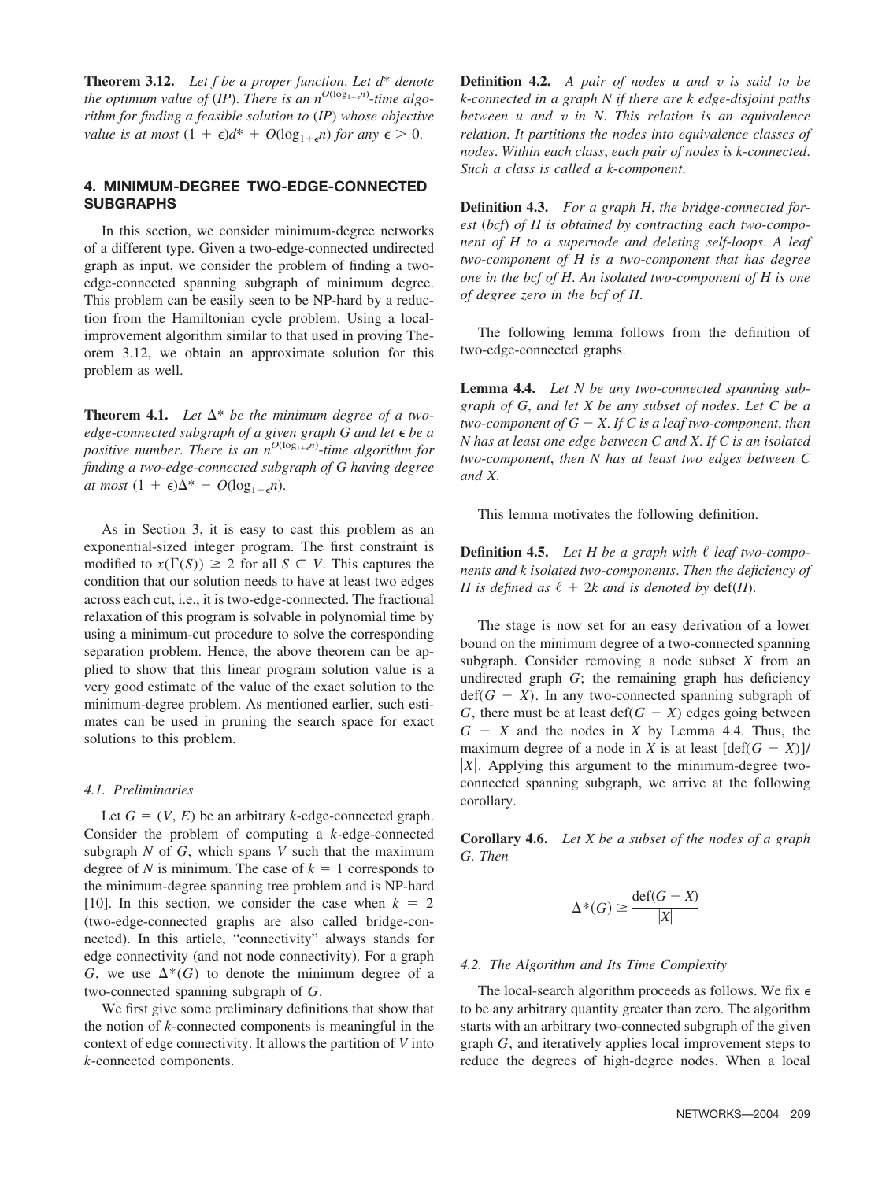**Theorem 3.12.** *Let f be a proper function. Let $d^*$ denote the optimum value of (IP). There is an $n^{O(\log_{1+\epsilon} n)}$-time algorithm for finding a feasible solution to (IP) whose objective value is at most $(1 + \epsilon)d^* + O(\log_{1+\epsilon} n)$ for any $\epsilon > 0$.*

## 4. MINIMUM-DEGREE TWO-EDGE-CONNECTED SUBGRAPHS

In this section, we consider minimum-degree networks of a different type. Given a two-edge-connected undirected graph as input, we consider the problem of finding a two-edge-connected spanning subgraph of minimum degree. This problem can be easily seen to be NP-hard by a reduction from the Hamiltonian cycle problem. Using a local-improvement algorithm similar to that used in proving Theorem 3.12, we obtain an approximate solution for this problem as well.

**Theorem 4.1.** *Let $\Delta^*$ be the minimum degree of a two-edge-connected subgraph of a given graph G and let $\epsilon$ be a positive number. There is an $n^{O(\log_{1+\epsilon} n)}$-time algorithm for finding a two-edge-connected subgraph of G having degree at most $(1 + \epsilon)\Delta^* + O(\log_{1+\epsilon} n)$.*

As in Section 3, it is easy to cast this problem as an exponential-sized integer program. The first constraint is modified to $x(\Gamma(S)) \geq 2$ for all $S \subset V$. This captures the condition that our solution needs to have at least two edges across each cut, i.e., it is two-edge-connected. The fractional relaxation of this program is solvable in polynomial time by using a minimum-cut procedure to solve the corresponding separation problem. Hence, the above theorem can be applied to show that this linear program solution value is a very good estimate of the value of the exact solution to the minimum-degree problem. As mentioned earlier, such estimates can be used in pruning the search space for exact solutions to this problem.

### *4.1. Preliminaries*

Let $G = (V, E)$ be an arbitrary $k$-edge-connected graph. Consider the problem of computing a $k$-edge-connected subgraph $N$ of $G$, which spans $V$ such that the maximum degree of $N$ is minimum. The case of $k = 1$ corresponds to the minimum-degree spanning tree problem and is NP-hard [10]. In this section, we consider the case when $k = 2$ (two-edge-connected graphs are also called bridge-connected). In this article, "connectivity" always stands for edge connectivity (and not node connectivity). For a graph $G$, we use $\Delta^*(G)$ to denote the minimum degree of a two-connected spanning subgraph of $G$.

We first give some preliminary definitions that show that the notion of $k$-connected components is meaningful in the context of edge connectivity. It allows the partition of $V$ into $k$-connected components.

**Definition 4.2.** *A pair of nodes u and v is said to be k-connected in a graph N if there are k edge-disjoint paths between u and v in N. This relation is an equivalence relation. It partitions the nodes into equivalence classes of nodes. Within each class, each pair of nodes is k-connected. Such a class is called a k-component.*

**Definition 4.3.** *For a graph H, the bridge-connected forest (bcf) of H is obtained by contracting each two-component of H to a supernode and deleting self-loops. A leaf two-component of H is a two-component that has degree one in the bcf of H. An isolated two-component of H is one of degree zero in the bcf of H.*

The following lemma follows from the definition of two-edge-connected graphs.

**Lemma 4.4.** *Let N be any two-connected spanning subgraph of G, and let X be any subset of nodes. Let C be a two-component of $G - X$. If C is a leaf two-component, then N has at least one edge between C and X. If C is an isolated two-component, then N has at least two edges between C and X.*

This lemma motivates the following definition.

**Definition 4.5.** *Let H be a graph with $\ell$ leaf two-components and k isolated two-components. Then the deficiency of H is defined as $\ell + 2k$ and is denoted by $\mathrm{def}(H)$.*

The stage is now set for an easy derivation of a lower bound on the minimum degree of a two-connected spanning subgraph. Consider removing a node subset $X$ from an undirected graph $G$; the remaining graph has deficiency $\mathrm{def}(G - X)$. In any two-connected spanning subgraph of $G$, there must be at least $\mathrm{def}(G - X)$ edges going between $G - X$ and the nodes in $X$ by Lemma 4.4. Thus, the maximum degree of a node in $X$ is at least $[\mathrm{def}(G - X)]/|X|$. Applying this argument to the minimum-degree two-connected spanning subgraph, we arrive at the following corollary.

**Corollary 4.6.** *Let X be a subset of the nodes of a graph G. Then*

$$\Delta^*(G) \geq \frac{\mathrm{def}(G - X)}{|X|}$$

### *4.2. The Algorithm and Its Time Complexity*

The local-search algorithm proceeds as follows. We fix $\epsilon$ to be any arbitrary quantity greater than zero. The algorithm starts with an arbitrary two-connected subgraph of the given graph $G$, and iteratively applies local improvement steps to reduce the degrees of high-degree nodes. When a local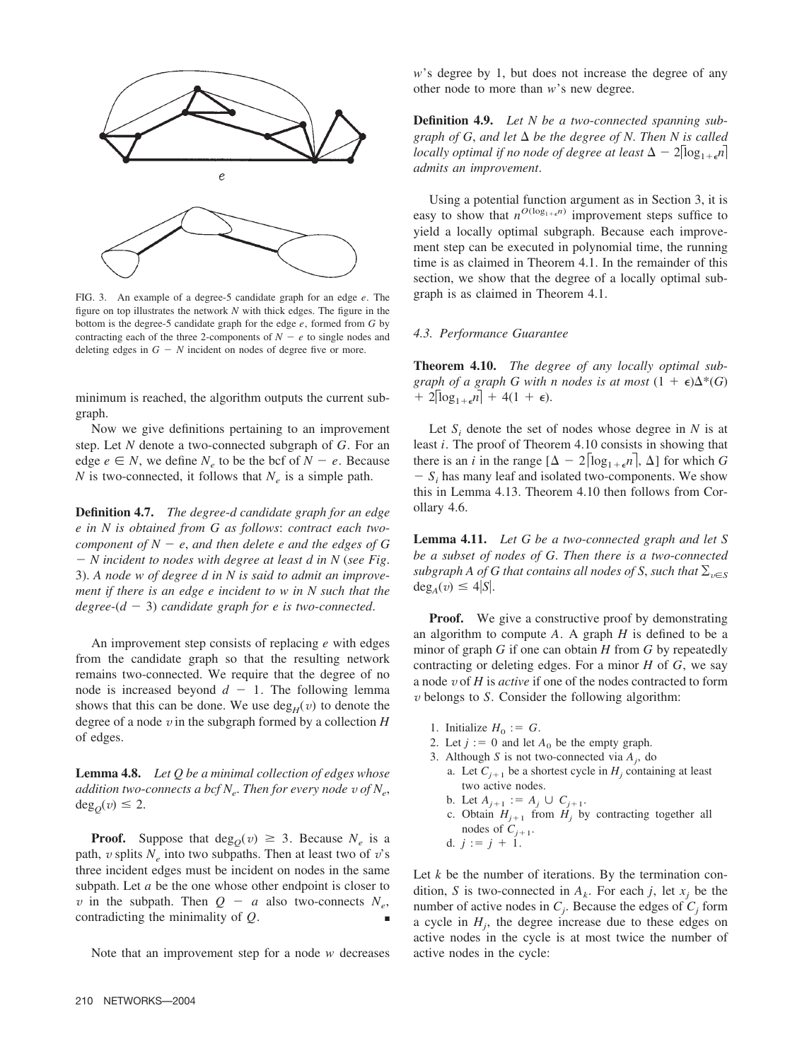FIG. 3. An example of a degree-5 candidate graph for an edge $e$. The figure on top illustrates the network $N$ with thick edges. The figure in the bottom is the degree-5 candidate graph for the edge $e$, formed from $G$ by contracting each of the three 2-components of $N - e$ to single nodes and deleting edges in $G - N$ incident on nodes of degree five or more.

minimum is reached, the algorithm outputs the current subgraph.

Now we give definitions pertaining to an improvement step. Let $N$ denote a two-connected subgraph of $G$. For an edge $e \in N$, we define $N_e$ to be the bcf of $N - e$. Because $N$ is two-connected, it follows that $N_e$ is a simple path.

**Definition 4.7.** *The degree-d candidate graph for an edge e in N is obtained from G as follows: contract each two-component of $N - e$, and then delete e and the edges of $G - N$ incident to nodes with degree at least d in N (see Fig. 3). A node w of degree d in N is said to admit an improvement if there is an edge e incident to w in N such that the degree-$(d - 3)$ candidate graph for e is two-connected.*

An improvement step consists of replacing $e$ with edges from the candidate graph so that the resulting network remains two-connected. We require that the degree of no node is increased beyond $d - 1$. The following lemma shows that this can be done. We use $\deg_H(v)$ to denote the degree of a node $v$ in the subgraph formed by a collection $H$ of edges.

**Lemma 4.8.** *Let Q be a minimal collection of edges whose addition two-connects a bcf $N_e$. Then for every node v of $N_e$, $\deg_Q(v) \leq 2$.*

**Proof.** Suppose that $\deg_Q(v) \geq 3$. Because $N_e$ is a path, $v$ splits $N_e$ into two subpaths. Then at least two of $v$'s three incident edges must be incident on nodes in the same subpath. Let $a$ be the one whose other endpoint is closer to $v$ in the subpath. Then $Q - a$ also two-connects $N_e$, contradicting the minimality of $Q$. ∎

Note that an improvement step for a node $w$ decreases $w$'s degree by 1, but does not increase the degree of any other node to more than $w$'s new degree.

**Definition 4.9.** *Let N be a two-connected spanning subgraph of G, and let Δ be the degree of N. Then N is called locally optimal if no node of degree at least $\Delta - 2\lceil \log_{1+\epsilon} n \rceil$ admits an improvement.*

Using a potential function argument as in Section 3, it is easy to show that $n^{O(\log_{1+\epsilon} n)}$ improvement steps suffice to yield a locally optimal subgraph. Because each improvement step can be executed in polynomial time, the running time is as claimed in Theorem 4.1. In the remainder of this section, we show that the degree of a locally optimal subgraph is as claimed in Theorem 4.1.

### 4.3. Performance Guarantee

**Theorem 4.10.** *The degree of any locally optimal subgraph of a graph G with n nodes is at most $(1 + \epsilon)\Delta^*(G) + 2\lceil \log_{1+\epsilon} n \rceil + 4(1 + \epsilon)$.*

Let $S_i$ denote the set of nodes whose degree in $N$ is at least $i$. The proof of Theorem 4.10 consists in showing that there is an $i$ in the range $[\Delta - 2\lceil \log_{1+\epsilon} n \rceil, \Delta]$ for which $G - S_i$ has many leaf and isolated two-components. We show this in Lemma 4.13. Theorem 4.10 then follows from Corollary 4.6.

**Lemma 4.11.** *Let G be a two-connected graph and let S be a subset of nodes of G. Then there is a two-connected subgraph A of G that contains all nodes of S, such that $\sum_{v \in S} \deg_A(v) \leq 4|S|$.*

**Proof.** We give a constructive proof by demonstrating an algorithm to compute $A$. A graph $H$ is defined to be a minor of graph $G$ if one can obtain $H$ from $G$ by repeatedly contracting or deleting edges. For a minor $H$ of $G$, we say a node $v$ of $H$ is *active* if one of the nodes contracted to form $v$ belongs to $S$. Consider the following algorithm:

1. Initialize $H_0 := G$.
2. Let $j := 0$ and let $A_0$ be the empty graph.
3. Although $S$ is not two-connected via $A_j$, do
   a. Let $C_{j+1}$ be a shortest cycle in $H_j$ containing at least two active nodes.
   b. Let $A_{j+1} := A_j \cup C_{j+1}$.
   c. Obtain $H_{j+1}$ from $H_j$ by contracting together all nodes of $C_{j+1}$.
   d. $j := j + 1$.

Let $k$ be the number of iterations. By the termination condition, $S$ is two-connected in $A_k$. For each $j$, let $x_j$ be the number of active nodes in $C_j$. Because the edges of $C_j$ form a cycle in $H_j$, the degree increase due to these edges on active nodes in the cycle is at most twice the number of active nodes in the cycle: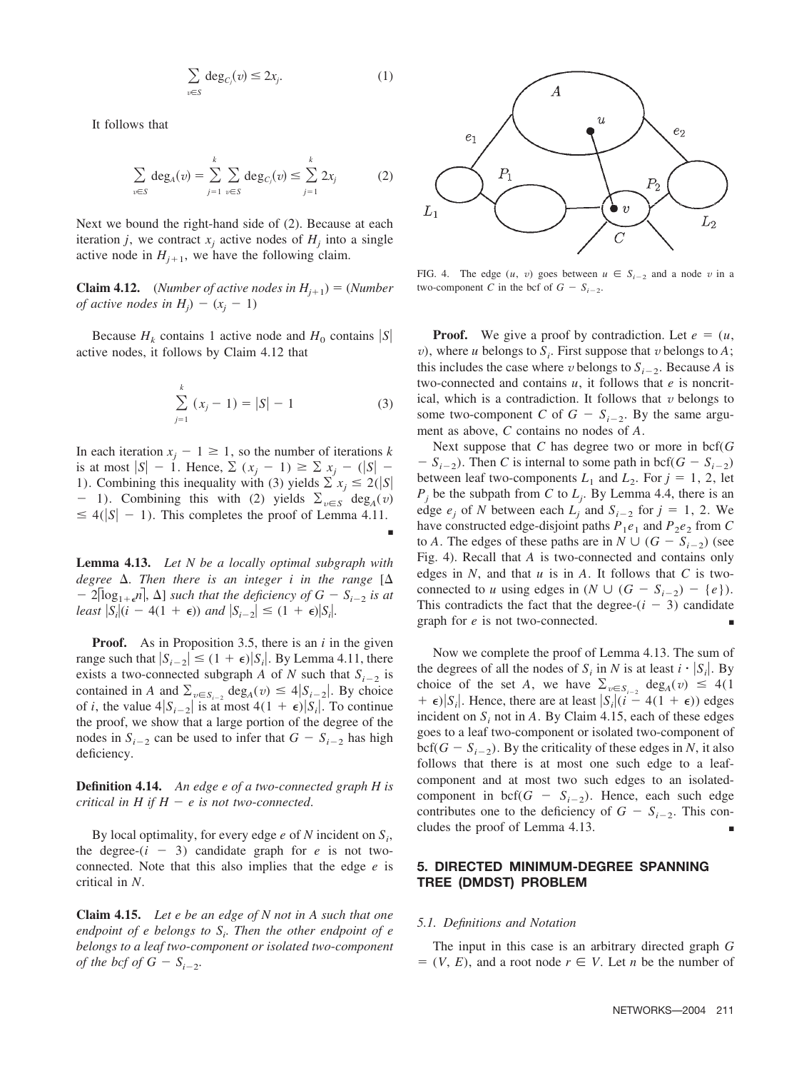$$\sum_{v \in S} \deg_{C_j}(v) \leq 2x_j. \tag{1}$$

It follows that

$$\sum_{v \in S} \deg_A(v) = \sum_{j=1}^{k} \sum_{v \in S} \deg_{C_j}(v) \leq \sum_{j=1}^{k} 2x_j \tag{2}$$

Next we bound the right-hand side of (2). Because at each iteration $j$, we contract $x_j$ active nodes of $H_j$ into a single active node in $H_{j+1}$, we have the following claim.

**Claim 4.12.** *(Number of active nodes in $H_{j+1}$) = (Number of active nodes in $H_j$) − ($x_j$ − 1)*

Because $H_k$ contains 1 active node and $H_0$ contains $|S|$ active nodes, it follows by Claim 4.12 that

$$\sum_{j=1}^{k} (x_j - 1) = |S| - 1 \tag{3}$$

In each iteration $x_j - 1 \geq 1$, so the number of iterations $k$ is at most $|S| - 1$. Hence, $\sum (x_j - 1) \geq \sum x_j - (|S| - 1)$. Combining this inequality with (3) yields $\sum x_j \leq 2(|S| - 1)$. Combining this with (2) yields $\sum_{v \in S} \deg_A(v) \leq 4(|S| - 1)$. This completes the proof of Lemma 4.11. ∎

**Lemma 4.13.** *Let $N$ be a locally optimal subgraph with degree $\Delta$. Then there is an integer $i$ in the range $[\Delta - 2\lceil \log_{1+\epsilon} n \rceil, \Delta]$ such that the deficiency of $G - S_{i-2}$ is at least $|S_i|(i - 4(1 + \epsilon))$ and $|S_{i-2}| \leq (1 + \epsilon)|S_i|$.*

**Proof.** As in Proposition 3.5, there is an $i$ in the given range such that $|S_{i-2}| \leq (1 + \epsilon)|S_i|$. By Lemma 4.11, there exists a two-connected subgraph $A$ of $N$ such that $S_{i-2}$ is contained in $A$ and $\sum_{v \in S_{i-2}} \deg_A(v) \leq 4|S_{i-2}|$. By choice of $i$, the value $4|S_{i-2}|$ is at most $4(1 + \epsilon)|S_i|$. To continue the proof, we show that a large portion of the degree of the nodes in $S_{i-2}$ can be used to infer that $G - S_{i-2}$ has high deficiency.

**Definition 4.14.** *An edge $e$ of a two-connected graph $H$ is critical in $H$ if $H - e$ is not two-connected.*

By local optimality, for every edge $e$ of $N$ incident on $S_i$, the degree-$(i - 3)$ candidate graph for $e$ is not two-connected. Note that this also implies that the edge $e$ is critical in $N$.

**Claim 4.15.** *Let $e$ be an edge of $N$ not in $A$ such that one endpoint of $e$ belongs to $S_i$. Then the other endpoint of $e$ belongs to a leaf two-component or isolated two-component of the bcf of $G - S_{i-2}$.*

FIG. 4. The edge $(u, v)$ goes between $u \in S_{i-2}$ and a node $v$ in a two-component $C$ in the bcf of $G - S_{i-2}$.

**Proof.** We give a proof by contradiction. Let $e = (u, v)$, where $u$ belongs to $S_i$. First suppose that $v$ belongs to $A$; this includes the case where $v$ belongs to $S_{i-2}$. Because $A$ is two-connected and contains $u$, it follows that $e$ is noncritical, which is a contradiction. It follows that $v$ belongs to some two-component $C$ of $G - S_{i-2}$. By the same argument as above, $C$ contains no nodes of $A$.

Next suppose that $C$ has degree two or more in bcf$(G - S_{i-2})$. Then $C$ is internal to some path in bcf$(G - S_{i-2})$ between leaf two-components $L_1$ and $L_2$. For $j = 1, 2$, let $P_j$ be the subpath from $C$ to $L_j$. By Lemma 4.4, there is an edge $e_j$ of $N$ between each $L_j$ and $S_{i-2}$ for $j = 1, 2$. We have constructed edge-disjoint paths $P_1e_1$ and $P_2e_2$ from $C$ to $A$. The edges of these paths are in $N \cup (G - S_{i-2})$ (see Fig. 4). Recall that $A$ is two-connected and contains only edges in $N$, and that $u$ is in $A$. It follows that $C$ is two-connected to $u$ using edges in $(N \cup (G - S_{i-2}) - \{e\})$. This contradicts the fact that the degree-$(i - 3)$ candidate graph for $e$ is not two-connected. ∎

Now we complete the proof of Lemma 4.13. The sum of the degrees of all the nodes of $S_i$ in $N$ is at least $i \cdot |S_i|$. By choice of the set $A$, we have $\sum_{v \in S_{i-2}} \deg_A(v) \leq 4(1 + \epsilon)|S_i|$. Hence, there are at least $|S_i|(i - 4(1 + \epsilon))$ edges incident on $S_i$ not in $A$. By Claim 4.15, each of these edges goes to a leaf two-component or isolated two-component of bcf$(G - S_{i-2})$. By the criticality of these edges in $N$, it also follows that there is at most one such edge to a leaf-component and at most two such edges to an isolated-component in bcf$(G - S_{i-2})$. Hence, each such edge contributes one to the deficiency of $G - S_{i-2}$. This concludes the proof of Lemma 4.13. ∎

## 5. DIRECTED MINIMUM-DEGREE SPANNING TREE (DMDST) PROBLEM

### 5.1. Definitions and Notation

The input in this case is an arbitrary directed graph $G = (V, E)$, and a root node $r \in V$. Let $n$ be the number of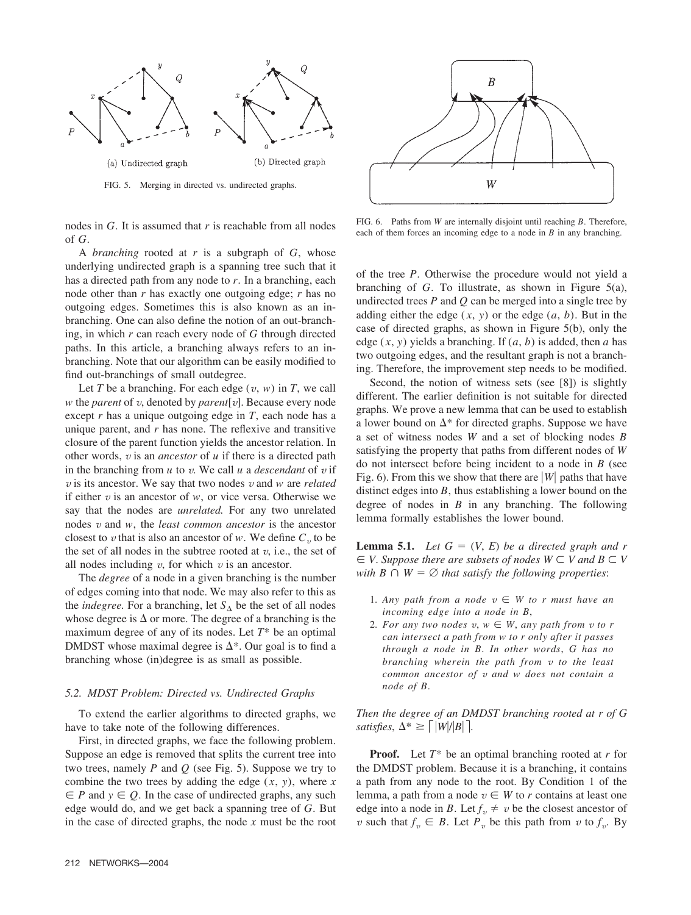(a) Undirected graph

(b) Directed graph

FIG. 5. Merging in directed vs. undirected graphs.

FIG. 6. Paths from $W$ are internally disjoint until reaching $B$. Therefore, each of them forces an incoming edge to a node in $B$ in any branching.

nodes in $G$. It is assumed that $r$ is reachable from all nodes of $G$.

A *branching* rooted at $r$ is a subgraph of $G$, whose underlying undirected graph is a spanning tree such that it has a directed path from any node to $r$. In a branching, each node other than $r$ has exactly one outgoing edge; $r$ has no outgoing edges. Sometimes this is also known as an in-branching. One can also define the notion of an out-branching, in which $r$ can reach every node of $G$ through directed paths. In this article, a branching always refers to an in-branching. Note that our algorithm can be easily modified to find out-branchings of small outdegree.

Let $T$ be a branching. For each edge $(v, w)$ in $T$, we call $w$ the *parent* of $v$, denoted by *parent*$[v]$. Because every node except $r$ has a unique outgoing edge in $T$, each node has a unique parent, and $r$ has none. The reflexive and transitive closure of the parent function yields the ancestor relation. In other words, $v$ is an *ancestor* of $u$ if there is a directed path in the branching from $u$ to $v$. We call $u$ a *descendant* of $v$ if $v$ is its ancestor. We say that two nodes $v$ and $w$ are *related* if either $v$ is an ancestor of $w$, or vice versa. Otherwise we say that the nodes are *unrelated.* For any two unrelated nodes $v$ and $w$, the *least common ancestor* is the ancestor closest to $v$ that is also an ancestor of $w$. We define $C_v$ to be the set of all nodes in the subtree rooted at $v$, i.e., the set of all nodes including $v$, for which $v$ is an ancestor.

The *degree* of a node in a given branching is the number of edges coming into that node. We may also refer to this as the *indegree.* For a branching, let $S_\Delta$ be the set of all nodes whose degree is $\Delta$ or more. The degree of a branching is the maximum degree of any of its nodes. Let $T^*$ be an optimal DMDST whose maximal degree is $\Delta^*$. Our goal is to find a branching whose (in)degree is as small as possible.

### 5.2. MDST Problem: Directed vs. Undirected Graphs

To extend the earlier algorithms to directed graphs, we have to take note of the following differences.

First, in directed graphs, we face the following problem. Suppose an edge is removed that splits the current tree into two trees, namely $P$ and $Q$ (see Fig. 5). Suppose we try to combine the two trees by adding the edge $(x, y)$, where $x \in P$ and $y \in Q$. In the case of undirected graphs, any such edge would do, and we get back a spanning tree of $G$. But in the case of directed graphs, the node $x$ must be the root of the tree $P$. Otherwise the procedure would not yield a branching of $G$. To illustrate, as shown in Figure 5(a), undirected trees $P$ and $Q$ can be merged into a single tree by adding either the edge $(x, y)$ or the edge $(a, b)$. But in the case of directed graphs, as shown in Figure 5(b), only the edge $(x, y)$ yields a branching. If $(a, b)$ is added, then $a$ has two outgoing edges, and the resultant graph is not a branching. Therefore, the improvement step needs to be modified.

Second, the notion of witness sets (see [8]) is slightly different. The earlier definition is not suitable for directed graphs. We prove a new lemma that can be used to establish a lower bound on $\Delta^*$ for directed graphs. Suppose we have a set of witness nodes $W$ and a set of blocking nodes $B$ satisfying the property that paths from different nodes of $W$ do not intersect before being incident to a node in $B$ (see Fig. 6). From this we show that there are $|W|$ paths that have distinct edges into $B$, thus establishing a lower bound on the degree of nodes in $B$ in any branching. The following lemma formally establishes the lower bound.

**Lemma 5.1.** *Let $G = (V, E)$ be a directed graph and $r \in V$. Suppose there are subsets of nodes $W \subset V$ and $B \subset V$ with $B \cap W = \emptyset$ that satisfy the following properties*:

1. *Any path from a node $v \in W$ to $r$ must have an incoming edge into a node in $B$*,
2. *For any two nodes $v, w \in W$, any path from $v$ to $r$ can intersect a path from $w$ to $r$ only after it passes through a node in $B$. In other words, $G$ has no branching wherein the path from $v$ to the least common ancestor of $v$ and $w$ does not contain a node of $B$.*

*Then the degree of an DMDST branching rooted at $r$ of $G$ satisfies, $\Delta^* \geq \lceil |W|/|B| \rceil$.*

**Proof.** Let $T^*$ be an optimal branching rooted at $r$ for the DMDST problem. Because it is a branching, it contains a path from any node to the root. By Condition 1 of the lemma, a path from a node $v \in W$ to $r$ contains at least one edge into a node in $B$. Let $f_v \neq v$ be the closest ancestor of $v$ such that $f_v \in B$. Let $P_v$ be this path from $v$ to $f_v$. By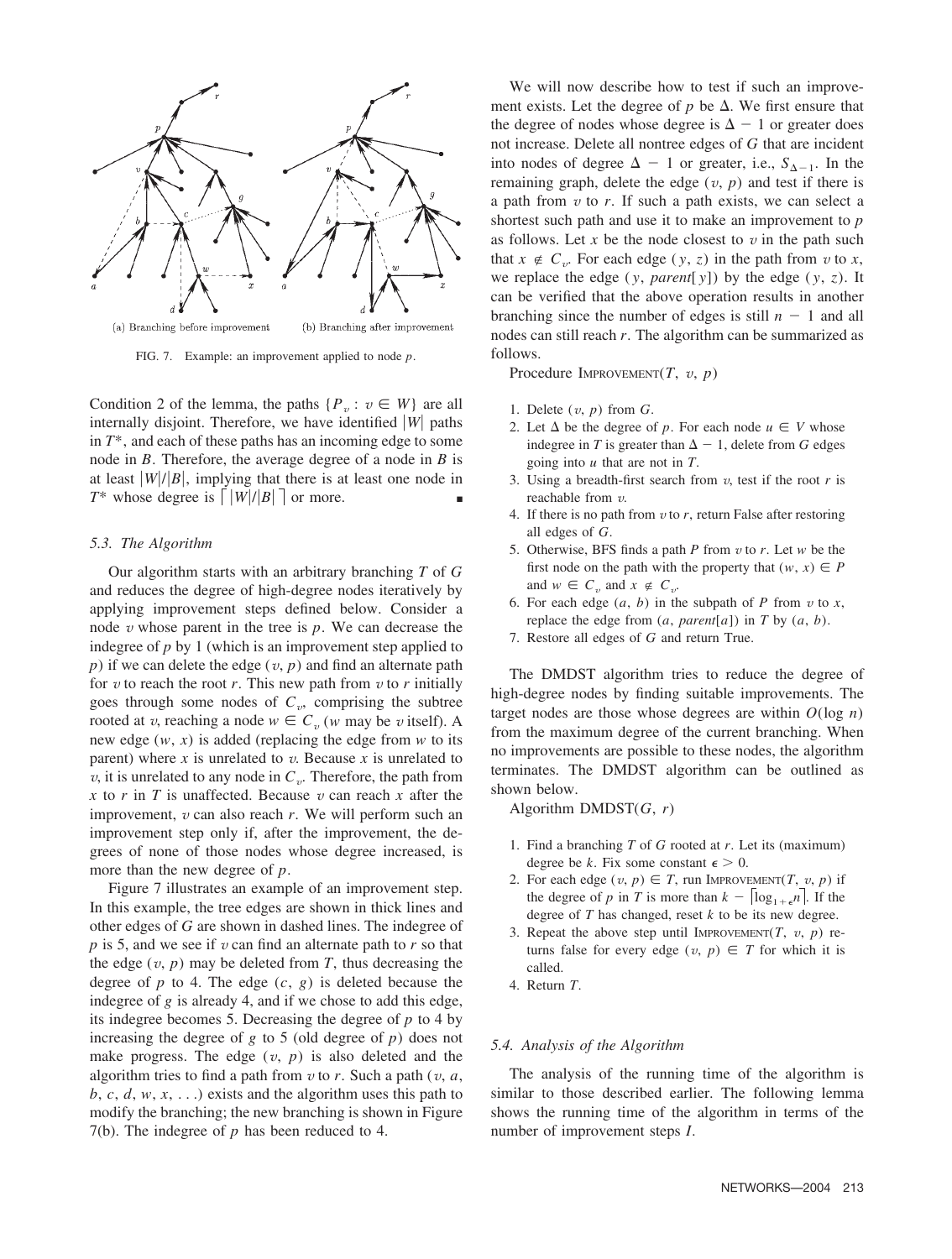(a) Branching before improvement (b) Branching after improvement

FIG. 7. Example: an improvement applied to node $p$.

Condition 2 of the lemma, the paths $\{P_v : v \in W\}$ are all internally disjoint. Therefore, we have identified $|W|$ paths in $T^*$, and each of these paths has an incoming edge to some node in $B$. Therefore, the average degree of a node in $B$ is at least $|W|/|B|$, implying that there is at least one node in $T^*$ whose degree is $\lceil |W|/|B| \rceil$ or more. ∎

### 5.3. The Algorithm

Our algorithm starts with an arbitrary branching $T$ of $G$ and reduces the degree of high-degree nodes iteratively by applying improvement steps defined below. Consider a node $v$ whose parent in the tree is $p$. We can decrease the indegree of $p$ by 1 (which is an improvement step applied to $p$) if we can delete the edge $(v, p)$ and find an alternate path for $v$ to reach the root $r$. This new path from $v$ to $r$ initially goes through some nodes of $C_v$, comprising the subtree rooted at $v$, reaching a node $w \in C_v$ ($w$ may be $v$ itself). A new edge $(w, x)$ is added (replacing the edge from $w$ to its parent) where $x$ is unrelated to $v$. Because $x$ is unrelated to $v$, it is unrelated to any node in $C_v$. Therefore, the path from $x$ to $r$ in $T$ is unaffected. Because $v$ can reach $x$ after the improvement, $v$ can also reach $r$. We will perform such an improvement step only if, after the improvement, the degrees of none of those nodes whose degree increased, is more than the new degree of $p$.

Figure 7 illustrates an example of an improvement step. In this example, the tree edges are shown in thick lines and other edges of $G$ are shown in dashed lines. The indegree of $p$ is 5, and we see if $v$ can find an alternate path to $r$ so that the edge $(v, p)$ may be deleted from $T$, thus decreasing the degree of $p$ to 4. The edge $(c, g)$ is deleted because the indegree of $g$ is already 4, and if we chose to add this edge, its indegree becomes 5. Decreasing the degree of $p$ to 4 by increasing the degree of $g$ to 5 (old degree of $p$) does not make progress. The edge $(v, p)$ is also deleted and the algorithm tries to find a path from $v$ to $r$. Such a path $(v, a, b, c, d, w, x, \ldots)$ exists and the algorithm uses this path to modify the branching; the new branching is shown in Figure 7(b). The indegree of $p$ has been reduced to 4.

We will now describe how to test if such an improvement exists. Let the degree of $p$ be $\Delta$. We first ensure that the degree of nodes whose degree is $\Delta - 1$ or greater does not increase. Delete all nontree edges of $G$ that are incident into nodes of degree $\Delta - 1$ or greater, i.e., $S_{\Delta-1}$. In the remaining graph, delete the edge $(v, p)$ and test if there is a path from $v$ to $r$. If such a path exists, we can select a shortest such path and use it to make an improvement to $p$ as follows. Let $x$ be the node closest to $v$ in the path such that $x \notin C_v$. For each edge $(y, z)$ in the path from $v$ to $x$, we replace the edge $(y, parent[y])$ by the edge $(y, z)$. It can be verified that the above operation results in another branching since the number of edges is still $n - 1$ and all nodes can still reach $r$. The algorithm can be summarized as follows.

Procedure IMPROVEMENT($T$, $v$, $p$)

1. Delete $(v, p)$ from $G$.
2. Let $\Delta$ be the degree of $p$. For each node $u \in V$ whose indegree in $T$ is greater than $\Delta - 1$, delete from $G$ edges going into $u$ that are not in $T$.
3. Using a breadth-first search from $v$, test if the root $r$ is reachable from $v$.
4. If there is no path from $v$ to $r$, return False after restoring all edges of $G$.
5. Otherwise, BFS finds a path $P$ from $v$ to $r$. Let $w$ be the first node on the path with the property that $(w, x) \in P$ and $w \in C_v$ and $x \notin C_v$.
6. For each edge $(a, b)$ in the subpath of $P$ from $v$ to $x$, replace the edge from $(a, parent[a])$ in $T$ by $(a, b)$.
7. Restore all edges of $G$ and return True.

The DMDST algorithm tries to reduce the degree of high-degree nodes by finding suitable improvements. The target nodes are those whose degrees are within $O(\log n)$ from the maximum degree of the current branching. When no improvements are possible to these nodes, the algorithm terminates. The DMDST algorithm can be outlined as shown below.

Algorithm DMDST($G$, $r$)

1. Find a branching $T$ of $G$ rooted at $r$. Let its (maximum) degree be $k$. Fix some constant $\epsilon > 0$.
2. For each edge $(v, p) \in T$, run IMPROVEMENT($T$, $v$, $p$) if the degree of $p$ in $T$ is more than $k - \lceil \log_{1+\epsilon} n \rceil$. If the degree of $T$ has changed, reset $k$ to be its new degree.
3. Repeat the above step until IMPROVEMENT($T$, $v$, $p$) returns false for every edge $(v, p) \in T$ for which it is called.
4. Return $T$.

### 5.4. Analysis of the Algorithm

The analysis of the running time of the algorithm is similar to those described earlier. The following lemma shows the running time of the algorithm in terms of the number of improvement steps $I$.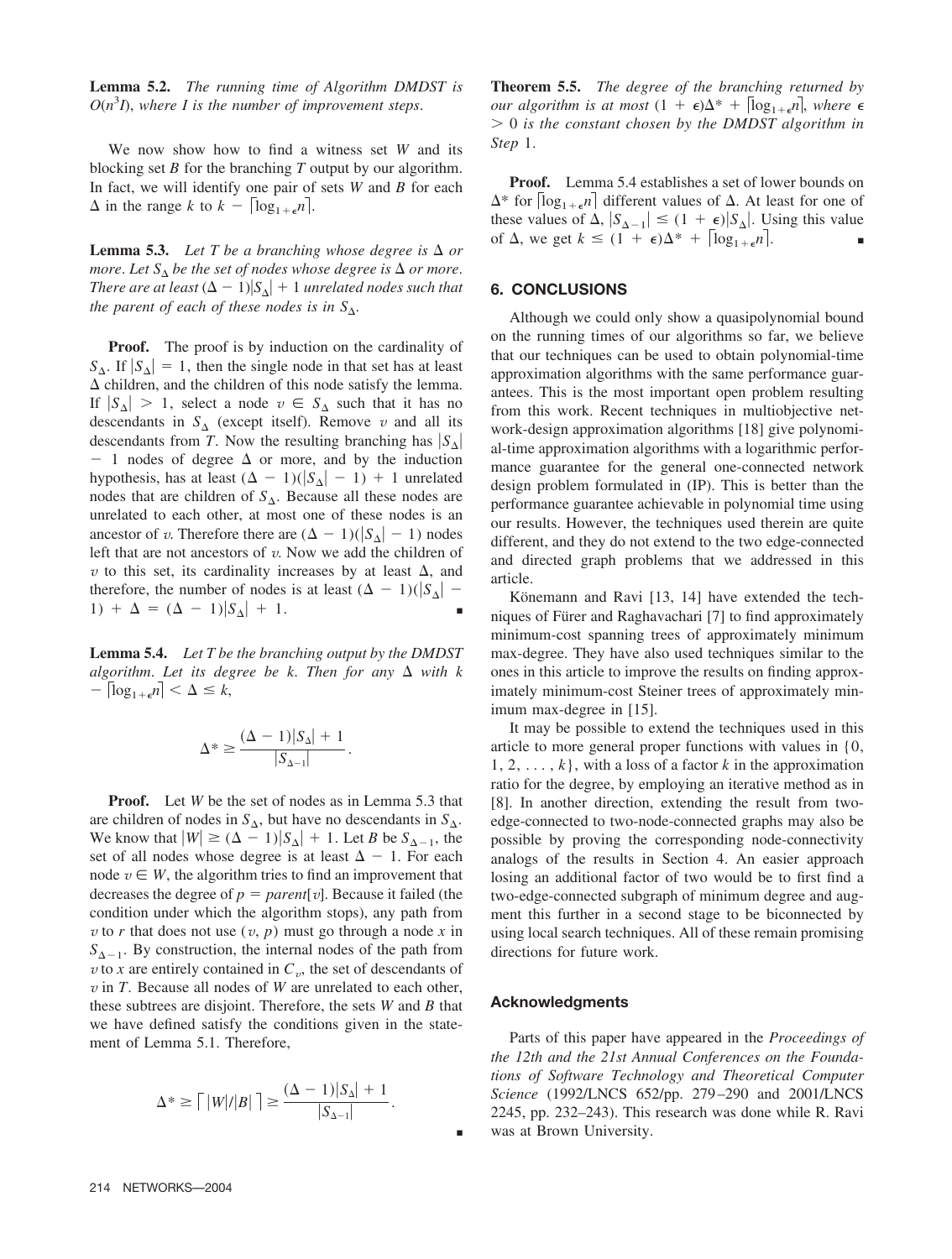**Lemma 5.2.** *The running time of Algorithm DMDST is $O(n^3 I)$, where I is the number of improvement steps.*

We now show how to find a witness set $W$ and its blocking set $B$ for the branching $T$ output by our algorithm. In fact, we will identify one pair of sets $W$ and $B$ for each $\Delta$ in the range $k$ to $k - \lceil \log_{1+\epsilon} n \rceil$.

**Lemma 5.3.** *Let T be a branching whose degree is $\Delta$ or more. Let $S_\Delta$ be the set of nodes whose degree is $\Delta$ or more. There are at least $(\Delta - 1)|S_\Delta| + 1$ unrelated nodes such that the parent of each of these nodes is in $S_\Delta$.*

**Proof.** The proof is by induction on the cardinality of $S_\Delta$. If $|S_\Delta| = 1$, then the single node in that set has at least $\Delta$ children, and the children of this node satisfy the lemma. If $|S_\Delta| > 1$, select a node $v \in S_\Delta$ such that it has no descendants in $S_\Delta$ (except itself). Remove $v$ and all its descendants from $T$. Now the resulting branching has $|S_\Delta| - 1$ nodes of degree $\Delta$ or more, and by the induction hypothesis, has at least $(\Delta - 1)(|S_\Delta| - 1) + 1$ unrelated nodes that are children of $S_\Delta$. Because all these nodes are unrelated to each other, at most one of these nodes is an ancestor of $v$. Therefore there are $(\Delta - 1)(|S_\Delta| - 1)$ nodes left that are not ancestors of $v$. Now we add the children of $v$ to this set, its cardinality increases by at least $\Delta$, and therefore, the number of nodes is at least $(\Delta - 1)(|S_\Delta| - 1) + \Delta = (\Delta - 1)|S_\Delta| + 1$. ∎

**Lemma 5.4.** *Let T be the branching output by the DMDST algorithm. Let its degree be k. Then for any $\Delta$ with $k - \lceil \log_{1+\epsilon} n \rceil < \Delta \le k$,*

$$\Delta^* \ge \frac{(\Delta - 1)|S_\Delta| + 1}{|S_{\Delta-1}|}.$$

**Proof.** Let $W$ be the set of nodes as in Lemma 5.3 that are children of nodes in $S_\Delta$, but have no descendants in $S_\Delta$. We know that $|W| \ge (\Delta - 1)|S_\Delta| + 1$. Let $B$ be $S_{\Delta-1}$, the set of all nodes whose degree is at least $\Delta - 1$. For each node $v \in W$, the algorithm tries to find an improvement that decreases the degree of $p = parent[v]$. Because it failed (the condition under which the algorithm stops), any path from $v$ to $r$ that does not use $(v, p)$ must go through a node $x$ in $S_{\Delta-1}$. By construction, the internal nodes of the path from $v$ to $x$ are entirely contained in $C_v$, the set of descendants of $v$ in $T$. Because all nodes of $W$ are unrelated to each other, these subtrees are disjoint. Therefore, the sets $W$ and $B$ that we have defined satisfy the conditions given in the statement of Lemma 5.1. Therefore,

$$\Delta^* \ge \lceil |W|/|B| \rceil \ge \frac{(\Delta - 1)|S_\Delta| + 1}{|S_{\Delta-1}|}.$$

∎

**Theorem 5.5.** *The degree of the branching returned by our algorithm is at most $(1 + \epsilon)\Delta^* + \lceil \log_{1+\epsilon} n \rceil$, where $\epsilon > 0$ is the constant chosen by the DMDST algorithm in Step 1.*

**Proof.** Lemma 5.4 establishes a set of lower bounds on $\Delta^*$ for $\lceil \log_{1+\epsilon} n \rceil$ different values of $\Delta$. At least for one of these values of $\Delta$, $|S_{\Delta-1}| \le (1 + \epsilon)|S_\Delta|$. Using this value of $\Delta$, we get $k \le (1 + \epsilon)\Delta^* + \lceil \log_{1+\epsilon} n \rceil$. ∎

## 6. CONCLUSIONS

Although we could only show a quasipolynomial bound on the running times of our algorithms so far, we believe that our techniques can be used to obtain polynomial-time approximation algorithms with the same performance guarantees. This is the most important open problem resulting from this work. Recent techniques in multiobjective network-design approximation algorithms [18] give polynomial-time approximation algorithms with a logarithmic performance guarantee for the general one-connected network design problem formulated in (IP). This is better than the performance guarantee achievable in polynomial time using our results. However, the techniques used therein are quite different, and they do not extend to the two edge-connected and directed graph problems that we addressed in this article.

Könemann and Ravi [13, 14] have extended the techniques of Fürer and Raghavachari [7] to find approximately minimum-cost spanning trees of approximately minimum max-degree. They have also used techniques similar to the ones in this article to improve the results on finding approximately minimum-cost Steiner trees of approximately minimum max-degree in [15].

It may be possible to extend the techniques used in this article to more general proper functions with values in $\{0, 1, 2, \ldots, k\}$, with a loss of a factor $k$ in the approximation ratio for the degree, by employing an iterative method as in [8]. In another direction, extending the result from two-edge-connected to two-node-connected graphs may also be possible by proving the corresponding node-connectivity analogs of the results in Section 4. An easier approach losing an additional factor of two would be to first find a two-edge-connected subgraph of minimum degree and augment this further in a second stage to be biconnected by using local search techniques. All of these remain promising directions for future work.

### Acknowledgments

Parts of this paper have appeared in the *Proceedings of the 12th and the 21st Annual Conferences on the Foundations of Software Technology and Theoretical Computer Science* (1992/LNCS 652/pp. 279–290 and 2001/LNCS 2245, pp. 232–243). This research was done while R. Ravi was at Brown University.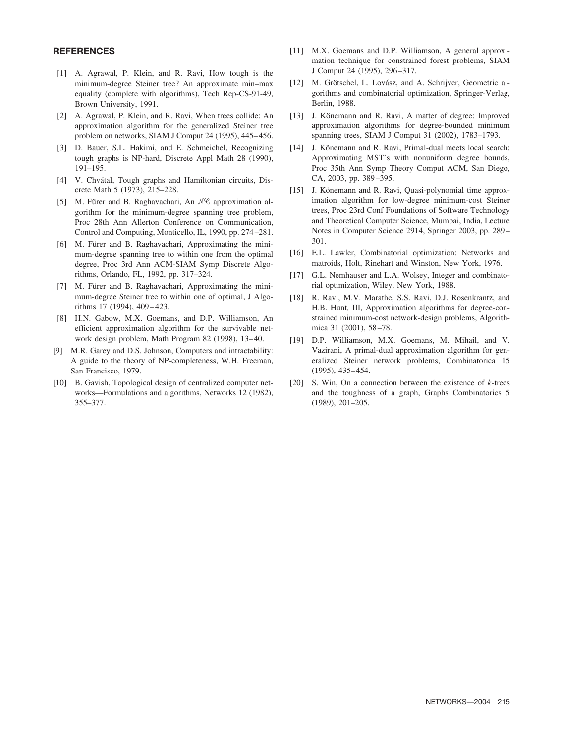## REFERENCES

[1] A. Agrawal, P. Klein, and R. Ravi, How tough is the minimum-degree Steiner tree? An approximate min–max equality (complete with algorithms), Tech Rep-CS-91-49, Brown University, 1991.

[2] A. Agrawal, P. Klein, and R. Ravi, When trees collide: An approximation algorithm for the generalized Steiner tree problem on networks, SIAM J Comput 24 (1995), 445–456.

[3] D. Bauer, S.L. Hakimi, and E. Schmeichel, Recognizing tough graphs is NP-hard, Discrete Appl Math 28 (1990), 191–195.

[4] V. Chvátal, Tough graphs and Hamiltonian circuits, Discrete Math 5 (1973), 215–228.

[5] M. Fürer and B. Raghavachari, An $\mathcal{NC}$ approximation algorithm for the minimum-degree spanning tree problem, Proc 28th Ann Allerton Conference on Communication, Control and Computing, Monticello, IL, 1990, pp. 274–281.

[6] M. Fürer and B. Raghavachari, Approximating the minimum-degree spanning tree to within one from the optimal degree, Proc 3rd Ann ACM-SIAM Symp Discrete Algorithms, Orlando, FL, 1992, pp. 317–324.

[7] M. Fürer and B. Raghavachari, Approximating the minimum-degree Steiner tree to within one of optimal, J Algorithms 17 (1994), 409–423.

[8] H.N. Gabow, M.X. Goemans, and D.P. Williamson, An efficient approximation algorithm for the survivable network design problem, Math Program 82 (1998), 13–40.

[9] M.R. Garey and D.S. Johnson, Computers and intractability: A guide to the theory of NP-completeness, W.H. Freeman, San Francisco, 1979.

[10] B. Gavish, Topological design of centralized computer networks—Formulations and algorithms, Networks 12 (1982), 355–377.

[11] M.X. Goemans and D.P. Williamson, A general approximation technique for constrained forest problems, SIAM J Comput 24 (1995), 296–317.

[12] M. Grötschel, L. Lovász, and A. Schrijver, Geometric algorithms and combinatorial optimization, Springer-Verlag, Berlin, 1988.

[13] J. Könemann and R. Ravi, A matter of degree: Improved approximation algorithms for degree-bounded minimum spanning trees, SIAM J Comput 31 (2002), 1783–1793.

[14] J. Könemann and R. Ravi, Primal-dual meets local search: Approximating MST's with nonuniform degree bounds, Proc 35th Ann Symp Theory Comput ACM, San Diego, CA, 2003, pp. 389–395.

[15] J. Könemann and R. Ravi, Quasi-polynomial time approximation algorithm for low-degree minimum-cost Steiner trees, Proc 23rd Conf Foundations of Software Technology and Theoretical Computer Science, Mumbai, India, Lecture Notes in Computer Science 2914, Springer 2003, pp. 289–301.

[16] E.L. Lawler, Combinatorial optimization: Networks and matroids, Holt, Rinehart and Winston, New York, 1976.

[17] G.L. Nemhauser and L.A. Wolsey, Integer and combinatorial optimization, Wiley, New York, 1988.

[18] R. Ravi, M.V. Marathe, S.S. Ravi, D.J. Rosenkrantz, and H.B. Hunt, III, Approximation algorithms for degree-constrained minimum-cost network-design problems, Algorithmica 31 (2001), 58–78.

[19] D.P. Williamson, M.X. Goemans, M. Mihail, and V. Vazirani, A primal-dual approximation algorithm for generalized Steiner network problems, Combinatorica 15 (1995), 435–454.

[20] S. Win, On a connection between the existence of $k$-trees and the toughness of a graph, Graphs Combinatorics 5 (1989), 201–205.